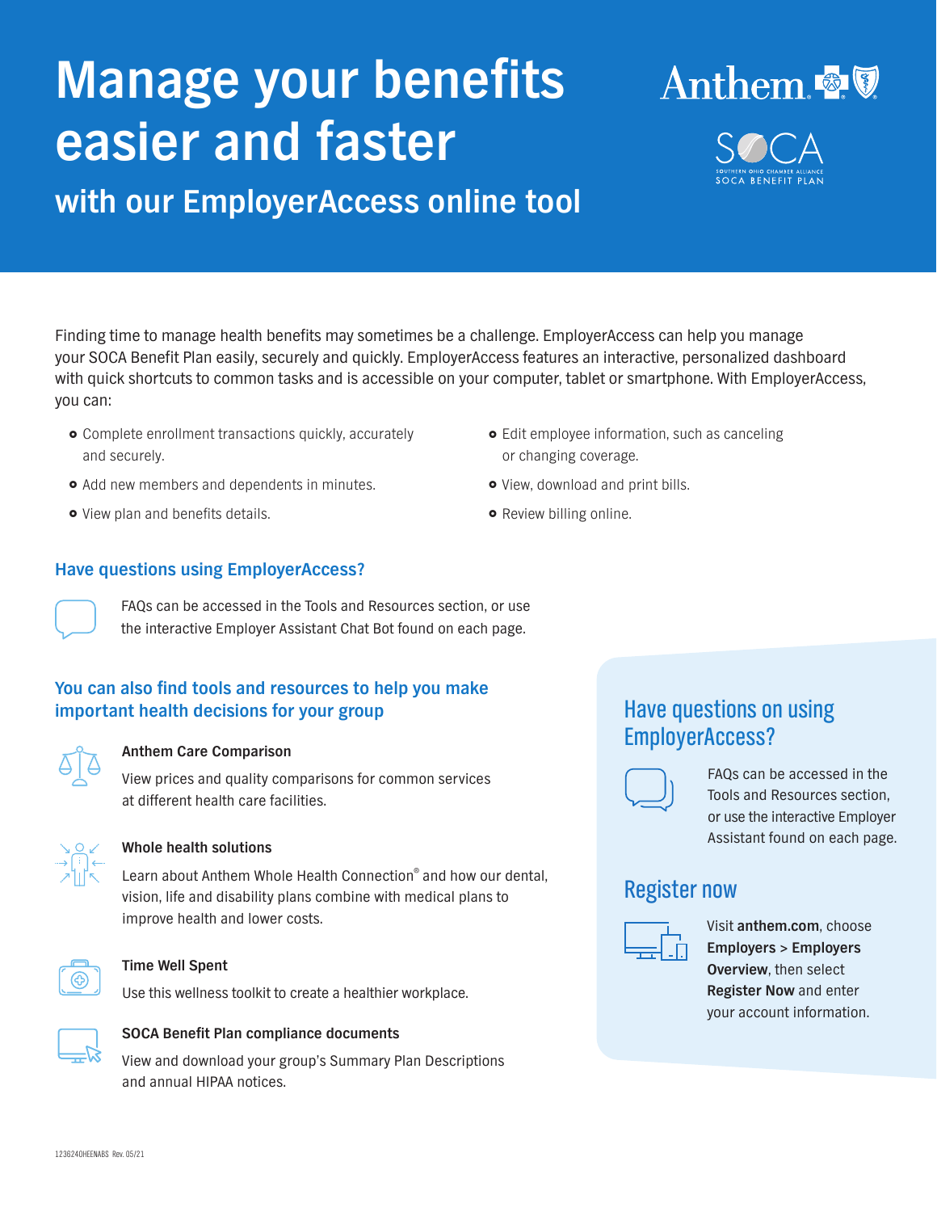# Manage your benefits easier and faster

## with our EmployerAccess online tool

Anthem

SOCA
SOUTHERN OHIO CHAMBER ALLIANCE
SOCA BENEFIT PLAN

Finding time to manage health benefits may sometimes be a challenge. EmployerAccess can help you manage your SOCA Benefit Plan easily, securely and quickly. EmployerAccess features an interactive, personalized dashboard with quick shortcuts to common tasks and is accessible on your computer, tablet or smartphone. With EmployerAccess, you can:

- Complete enrollment transactions quickly, accurately and securely.
- Add new members and dependents in minutes.
- View plan and benefits details.
- Edit employee information, such as canceling or changing coverage.
- View, download and print bills.
- Review billing online.

### Have questions using EmployerAccess?

FAQs can be accessed in the Tools and Resources section, or use the interactive Employer Assistant Chat Bot found on each page.

### You can also find tools and resources to help you make important health decisions for your group

**Anthem Care Comparison**

View prices and quality comparisons for common services at different health care facilities.

**Whole health solutions**

Learn about Anthem Whole Health Connection® and how our dental, vision, life and disability plans combine with medical plans to improve health and lower costs.

**Time Well Spent**

Use this wellness toolkit to create a healthier workplace.

**SOCA Benefit Plan compliance documents**

View and download your group's Summary Plan Descriptions and annual HIPAA notices.

### Have questions on using EmployerAccess?

FAQs can be accessed in the Tools and Resources section, or use the interactive Employer Assistant found on each page.

### Register now

Visit **anthem.com**, choose **Employers > Employers Overview**, then select **Register Now** and enter your account information.

1236240HEENABS Rev. 05/21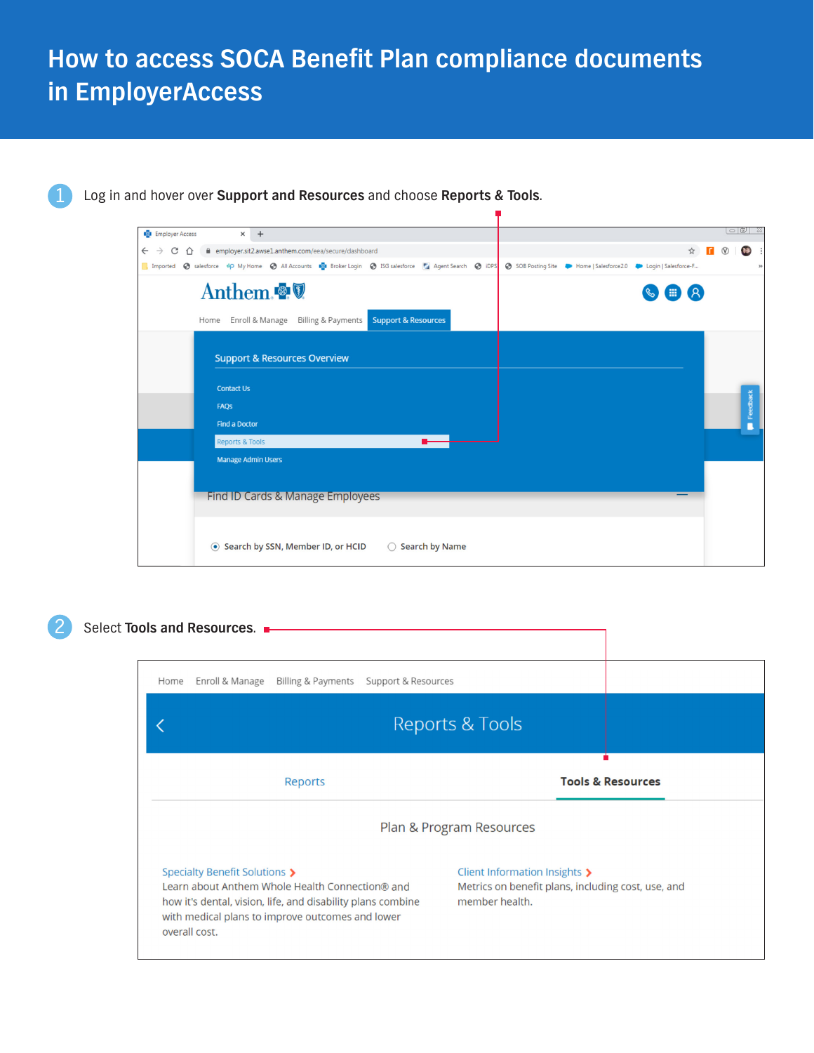# How to access SOCA Benefit Plan compliance documents in EmployerAccess

1. Log in and hover over **Support and Resources** and choose **Reports & Tools**.

2. Select **Tools and Resources**.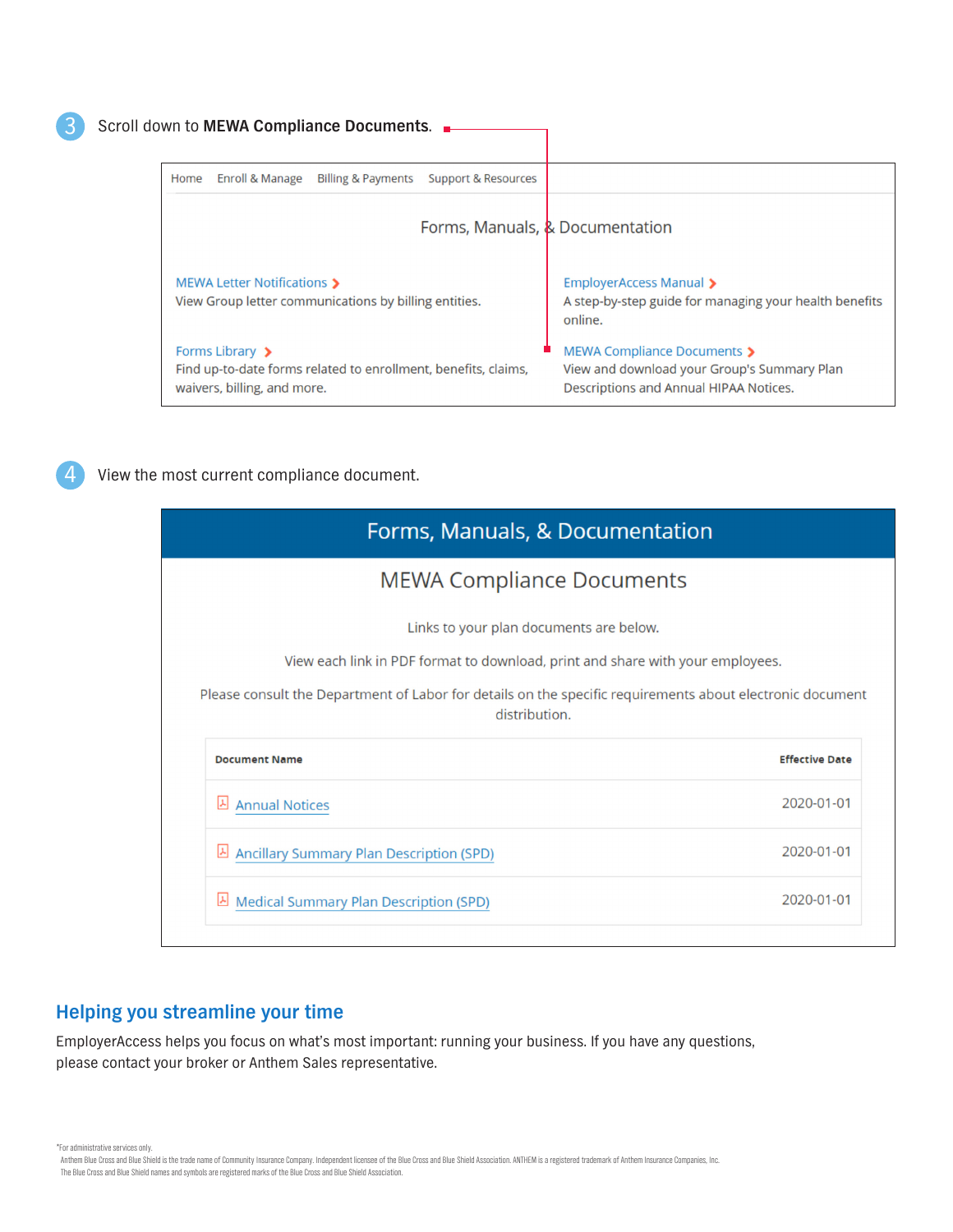3 Scroll down to **MEWA Compliance Documents**.

Home Enroll & Manage Billing & Payments Support & Resources

Forms, Manuals, & Documentation

MEWA Letter Notifications
View Group letter communications by billing entities.

EmployerAccess Manual
A step-by-step guide for managing your health benefits online.

Forms Library
Find up-to-date forms related to enrollment, benefits, claims, waivers, billing, and more.

MEWA Compliance Documents
View and download your Group's Summary Plan Descriptions and Annual HIPAA Notices.

4 View the most current compliance document.

Forms, Manuals, & Documentation

MEWA Compliance Documents

Links to your plan documents are below.

View each link in PDF format to download, print and share with your employees.

Please consult the Department of Labor for details on the specific requirements about electronic document distribution.

| Document Name | Effective Date |
|---|---|
| Annual Notices | 2020-01-01 |
| Ancillary Summary Plan Description (SPD) | 2020-01-01 |
| Medical Summary Plan Description (SPD) | 2020-01-01 |

## Helping you streamline your time

EmployerAccess helps you focus on what's most important: running your business. If you have any questions, please contact your broker or Anthem Sales representative.

*For administrative services only.
Anthem Blue Cross and Blue Shield is the trade name of Community Insurance Company. Independent licensee of the Blue Cross and Blue Shield Association. ANTHEM is a registered trademark of Anthem Insurance Companies, Inc.
The Blue Cross and Blue Shield names and symbols are registered marks of the Blue Cross and Blue Shield Association.